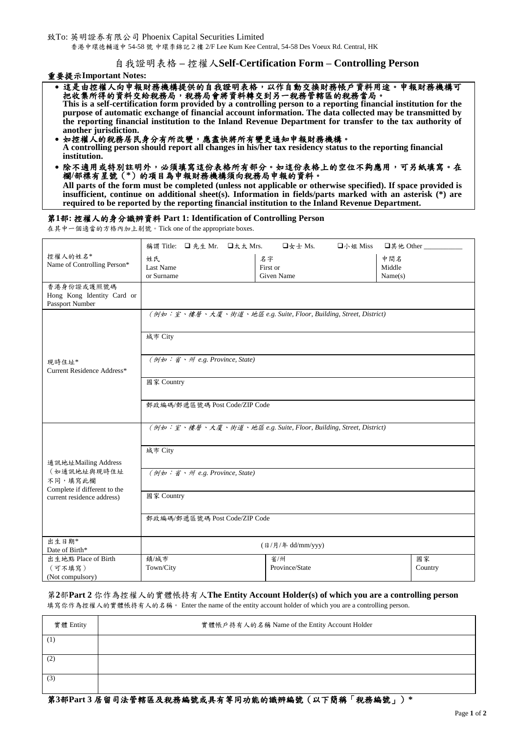致To: 英明證券有限公司 Phoenix Capital Securities Limited

香港中環德輔道中 54-58 號 中環李錦記 2 樓 2/F Lee Kum Kee Central, 54-58 Des Voeux Rd. Central, HK

# 自我證明表格 – 控權人Self-Certification Form – Controlling Person

**重要提示Important Notes:**

- **這是由控權人向申報財務機構提供的自我證明表格，以作自動交換財務帳戶資料用途。申報財務機構可把收集所得的資料交給稅務局，稅務局會將資料轉交到另一稅務管轄區的稅務當局。**
  **This is a self-certification form provided by a controlling person to a reporting financial institution for the purpose of automatic exchange of financial account information. The data collected may be transmitted by the reporting financial institution to the Inland Revenue Department for transfer to the tax authority of another jurisdiction.**
- **如控權人的稅務居民身分有所改變，應盡快將所有變更通知申報財務機構。**
  **A controlling person should report all changes in his/her tax residency status to the reporting financial institution.**
- **除不適用或特別註明外，必須填寫這份表格所有部分。如這份表格上的空位不夠應用，可另紙填寫。在欄/部標有星號（*）的項目為申報財務機構須向稅務局申報的資料。**
  **All parts of the form must be completed (unless not applicable or otherwise specified). If space provided is insufficient, continue on additional sheet(s). Information in fields/parts marked with an asterisk (*) are required to be reported by the reporting financial institution to the Inland Revenue Department.**

## 第1部: 控權人的身分識辨資料 Part 1: Identification of Controlling Person

在其中一個適當的方格內加上剔號。Tick one of the appropriate boxes.

| | | | |
|---|---|---|---|
| 控權人的姓名* Name of Controlling Person* | 稱謂 Title: ❑ 先生 Mr. ❑太太 Mrs. ❑女士 Ms. ❑小姐 Miss ❑其他 Other ___________ | | |
| | 姓氏 Last Name or Surname | 名字 First or Given Name | 中間名 Middle Name(s) |
| 香港身份證或護照號碼 Hong Kong Identity Card or Passport Number | | | |
| 現時住址* Current Residence Address* | *(例如：室、樓層、大廈、街道、地區 e.g. Suite, Floor, Building, Street, District)* | | |
| | 城市 City | | |
| | *(例如：省、州 e.g. Province, State)* | | |
| | 國家 Country | | |
| | 郵政編碼/郵遞區號碼 Post Code/ZIP Code | | |
| 通訊地址Mailing Address（如通訊地址與現時住址不同，填寫此欄 Complete if different to the current residence address) | *(例如：室、樓層、大廈、街道、地區 e.g. Suite, Floor, Building, Street, District)* | | |
| | 城市 City | | |
| | *(例如：省、州 e.g. Province, State)* | | |
| | 國家 Country | | |
| | 郵政編碼/郵遞區號碼 Post Code/ZIP Code | | |
| 出生日期* Date of Birth* | (日/月/年 dd/mm/yyy) | | |
| 出生地點 Place of Birth（可不填寫）(Not compulsory) | 鎮/城市 Town/City | 省/州 Province/State | 國家 Country |

## 第2部Part 2 你作為控權人的實體帳持有人The Entity Account Holder(s) of which you are a controlling person

填寫你作為控權人的實體帳持有人的名稱。 Enter the name of the entity account holder of which you are a controlling person.

| 實體 Entity | 實體帳戶持有人的名稱 Name of the Entity Account Holder |
|---|---|
| (1) | |
| (2) | |
| (3) | |

## 第3部Part 3 居留司法管轄區及稅務編號或具有等同功能的識辨編號（以下簡稱「稅務編號」）*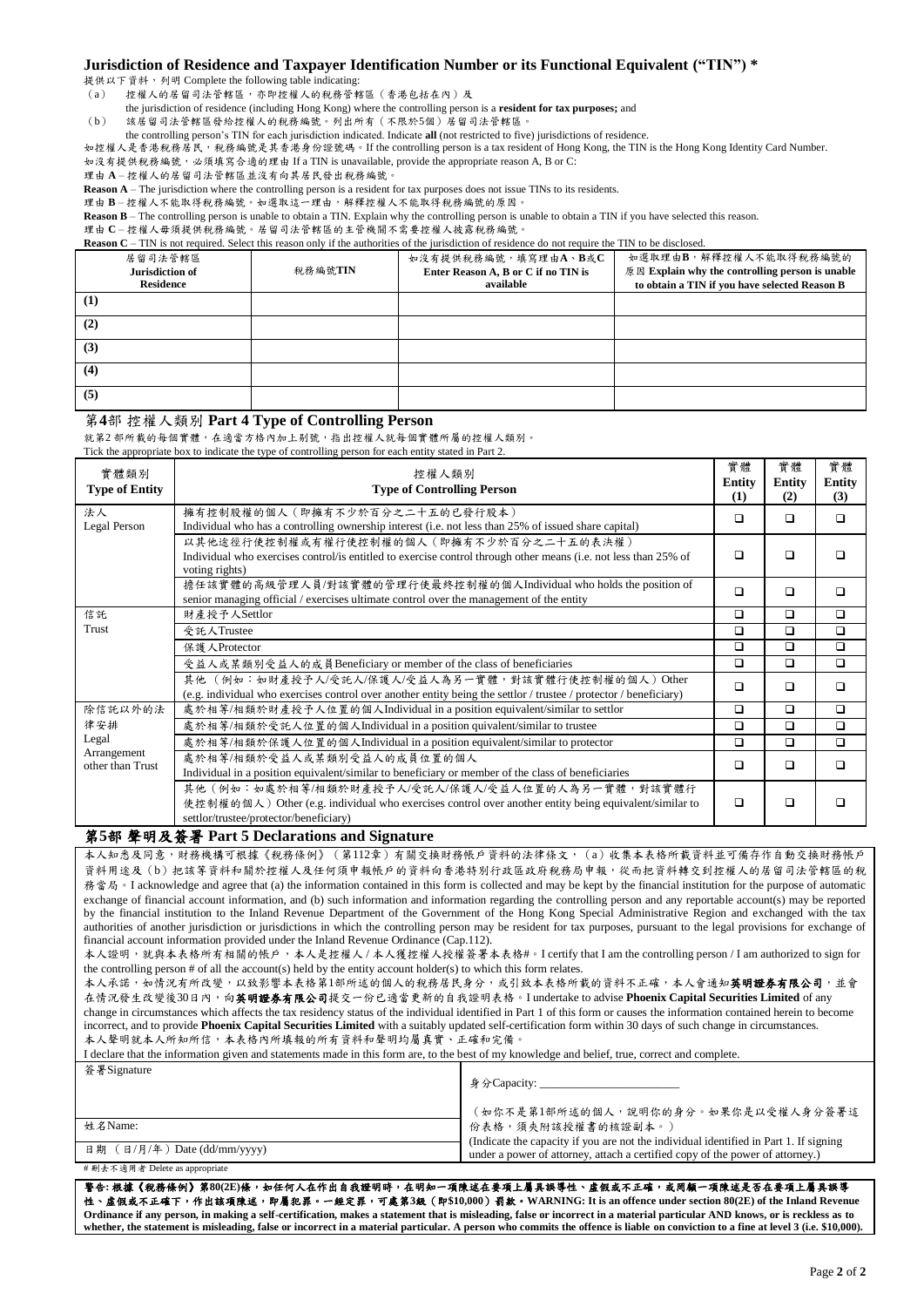**Jurisdiction of Residence and Taxpayer Identification Number or its Functional Equivalent ("TIN") ***

提供以下資料，列明 Complete the following table indicating:

（a） 控權人的居留司法管轄區，亦即控權人的稅務管轄區（香港包括在內）及
the jurisdiction of residence (including Hong Kong) where the controlling person is a **resident for tax purposes;** and

（b） 該居留司法管轄區發給控權人的稅務編號。列出所有（不限於5個）居留司法管轄區。
the controlling person's TIN for each jurisdiction indicated. Indicate **all** (not restricted to five) jurisdictions of residence.

如控權人是香港稅務居民，稅務編號是其香港身份證號碼。If the controlling person is a tax resident of Hong Kong, the TIN is the Hong Kong Identity Card Number.

如沒有提供稅務編號，必須填寫合適的理由 If a TIN is unavailable, provide the appropriate reason A, B or C:

理由 **A** – 控權人的居留司法管轄區並沒有向其居民發出稅務編號。
**Reason A** – The jurisdiction where the controlling person is a resident for tax purposes does not issue TINs to its residents.

理由 **B** – 控權人不能取得稅務編號。如選取這一理由，解釋控權人不能取得稅務編號的原因。
**Reason B** – The controlling person is unable to obtain a TIN. Explain why the controlling person is unable to obtain a TIN if you have selected this reason.

理由 **C** – 控權人毋須提供稅務編號。居留司法管轄區的主管機關不需要控權人披露稅務編號。
**Reason C** – TIN is not required. Select this reason only if the authorities of the jurisdiction of residence do not require the TIN to be disclosed.

| 居留司法管轄區 **Jurisdiction of Residence** | 稅務編號**TIN** | 如沒有提供稅務編號，填寫理由**A**、**B**或**C** **Enter Reason A, B or C if no TIN is available** | 如選取理由**B**，解釋控權人不能取得稅務編號的原因 **Explain why the controlling person is unable to obtain a TIN if you have selected Reason B** |
|---|---|---|---|
| **(1)** | | | |
| **(2)** | | | |
| **(3)** | | | |
| **(4)** | | | |
| **(5)** | | | |

## 第4部 控權人類別 Part 4 Type of Controlling Person

就第2部所載的每個實體，在適當方格內加上剔號，指出控權人就每個實體所屬的控權人類別。
Tick the appropriate box to indicate the type of controlling person for each entity stated in Part 2.

| 實體類別 **Type of Entity** | 控權人類別 **Type of Controlling Person** | 實體 **Entity (1)** | 實體 **Entity (2)** | 實體 **Entity (3)** |
|---|---|---|---|---|
| 法人 Legal Person | 擁有控制股權的個人（即擁有不少於百分之二十五的已發行股本） Individual who has a controlling ownership interest (i.e. not less than 25% of issued share capital) | ❑ | ❑ | ❑ |
| | 以其他途徑行使控制權或有權行使控制權的個人（即擁有不少於百分之二十五的表決權） Individual who exercises control/is entitled to exercise control through other means (i.e. not less than 25% of voting rights) | ❑ | ❑ | ❑ |
| | 擔任該實體的高級管理人員/對該實體的管理行使最終控制權的個人Individual who holds the position of senior managing official / exercises ultimate control over the management of the entity | ❑ | ❑ | ❑ |
| 信託 Trust | 財產授予人Settlor | ❑ | ❑ | ❑ |
| | 受託人Trustee | ❑ | ❑ | ❑ |
| | 保護人Protector | ❑ | ❑ | ❑ |
| | 受益人或某類別受益人的成員Beneficiary or member of the class of beneficiaries | ❑ | ❑ | ❑ |
| | 其他（例如：如財產授予人/受託人/保護人/受益人為另一實體，對該實體行使控制權的個人）Other (e.g. individual who exercises control over another entity being the settlor / trustee / protector / beneficiary) | ❑ | ❑ | ❑ |
| 除信託以外的法律安排 Legal Arrangement other than Trust | 處於相等/相類於財產授予人位置的個人Individual in a position equivalent/similar to settlor | ❑ | ❑ | ❑ |
| | 處於相等/相類於受託人位置的個人Individual in a position quivalent/similar to trustee | ❑ | ❑ | ❑ |
| | 處於相等/相類於保護人位置的個人Individual in a position equivalent/similar to protector | ❑ | ❑ | ❑ |
| | 處於相等/相類於受益人或某類別受益人的成員位置的個人 Individual in a position equivalent/similar to beneficiary or member of the class of beneficiaries | ❑ | ❑ | ❑ |
| | 其他（例如：如處於相等/相類於財產授予人/受託人/保護人/受益人位置的人為另一實體，對該實體行使控制權的個人）Other (e.g. individual who exercises control over another entity being equivalent/similar to settlor/trustee/protector/beneficiary) | ❑ | ❑ | ❑ |

## 第5部 聲明及簽署 Part 5 Declarations and Signature

本人知悉及同意，財務機構可根據《稅務條例》（第112章）有關交換財務帳戶資料的法律條文，（a）收集本表格所載資料並可備存作自動交換財務帳戶資料用途及（b）把該等資料和關於控權人及任何須申報帳戶的資料向香港特別行政區政府稅務局申報，從而把資料轉交到控權人的居留司法管轄區的稅務當局。I acknowledge and agree that (a) the information contained in this form is collected and may be kept by the financial institution for the purpose of automatic exchange of financial account information, and (b) such information and information regarding the controlling person and any reportable account(s) may be reported by the financial institution to the Inland Revenue Department of the Government of the Hong Kong Special Administrative Region and exchanged with the tax authorities of another jurisdiction or jurisdictions in which the controlling person may be resident for tax purposes, pursuant to the legal provisions for exchange of financial account information provided under the Inland Revenue Ordinance (Cap.112).

本人證明，就與本表格所有相關的帳戶，本人是控權人 / 本人獲控權人授權簽署本表格#。I certify that I am the controlling person / I am authorized to sign for the controlling person # of all the account(s) held by the entity account holder(s) to which this form relates.

本人承諾，如情況有所改變，以致影響本表格第1部所述的個人的稅務居民身分，或引致本表格所載的資料不正確，本人會通知**英明證券有限公司**，並會在情況發生改變後30日內，向**英明證券有限公司**提交一份已適當更新的自我證明表格。I undertake to advise **Phoenix Capital Securities Limited** of any change in circumstances which affects the tax residency status of the individual identified in Part 1 of this form or causes the information contained herein to become incorrect, and to provide **Phoenix Capital Securities Limited** with a suitably updated self-certification form within 30 days of such change in circumstances.

本人聲明就本人所知所信，本表格內所填報的所有資料和聲明均屬真實、正確和完備。
I declare that the information given and statements made in this form are, to the best of my knowledge and belief, true, correct and complete.

| | |
|---|---|
| 簽署Signature | 身分Capacity: \_\_\_\_\_\_\_\_\_\_\_\_\_\_\_\_\_\_\_\_\_\_\_\_ |
| 姓名Name: | （如你不是第1部所述的個人，說明你的身分。如果你是以受權人身分簽署這份表格，須夾附該授權書的核證副本。） (Indicate the capacity if you are not the individual identified in Part 1. If signing under a power of attorney, attach a certified copy of the power of attorney.) |
| 日期（日/月/年）Date (dd/mm/yyyy) | |

# 刪去不適用者 Delete as appropriate

**警告：根據《稅務條例》第80(2E)條，如任何人在作出自我證明時，在明知一項陳述在要項上屬具誤導性、虛假或不正確，或罔顧一項陳述是否在要項上屬具誤導性、虛假或不正確下，作出該項陳述，即屬犯罪。一經定罪，可處第3級（即$10,000）罰款。WARNING: It is an offence under section 80(2E) of the Inland Revenue Ordinance if any person, in making a self-certification, makes a statement that is misleading, false or incorrect in a material particular AND knows, or is reckless as to whether, the statement is misleading, false or incorrect in a material particular. A person who commits the offence is liable on conviction to a fine at level 3 (i.e. $10,000).**